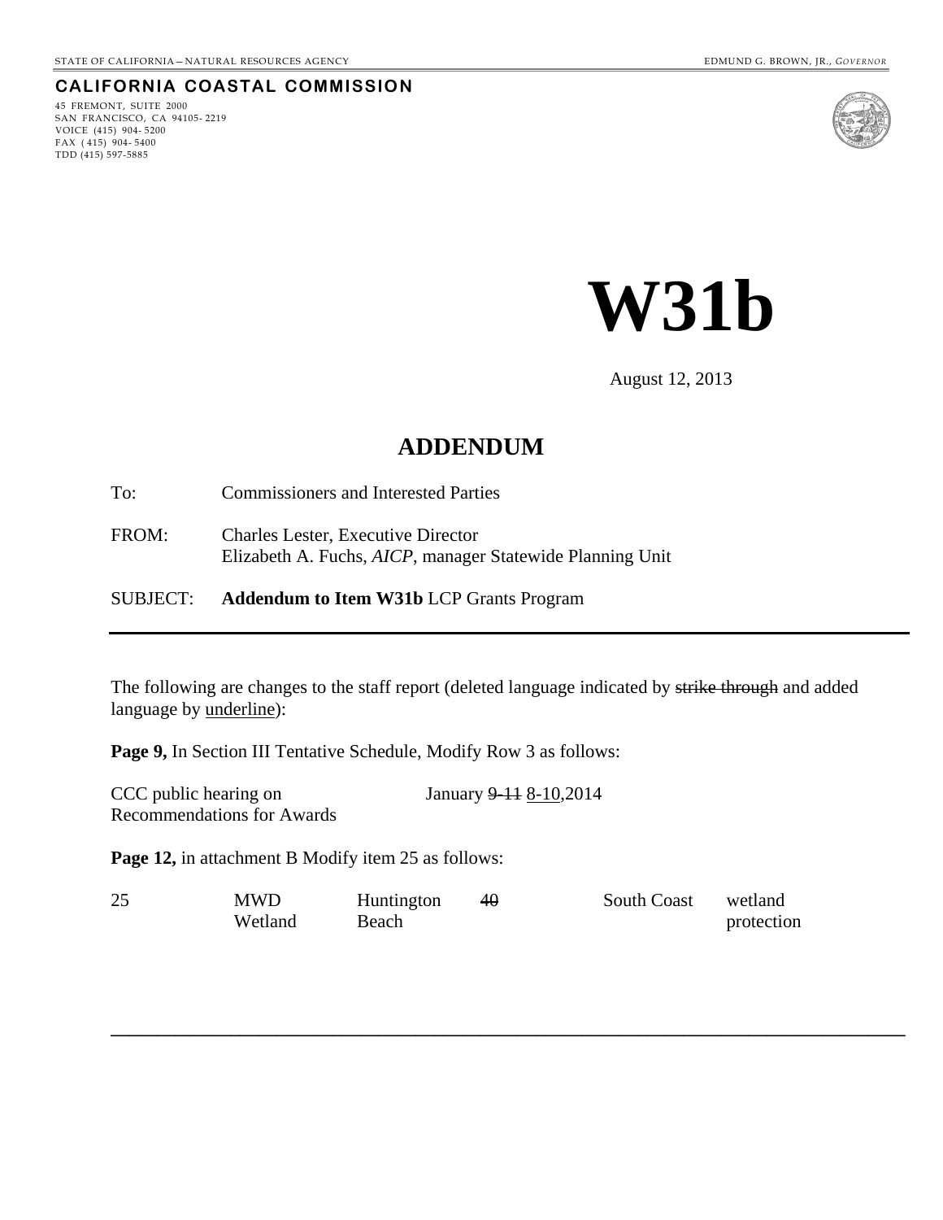STATE OF CALIFORNIA – NATURAL RESOURCES AGENCY EDMUND G. BROWN, JR., *GOVERNOR*

**CALIFORNIA COASTAL COMMISSION**

45 FREMONT, SUITE 2000
SAN FRANCISCO, CA 94105- 2219
VOICE (415) 904- 5200
FAX ( 415) 904- 5400
TDD (415) 597-5885

# W31b

August 12, 2013

## ADDENDUM

To: Commissioners and Interested Parties

FROM: Charles Lester, Executive Director
Elizabeth A. Fuchs, *AICP*, manager Statewide Planning Unit

SUBJECT: **Addendum to Item W31b** LCP Grants Program

---

The following are changes to the staff report (deleted language indicated by ~~strike through~~ and added language by <u>underline</u>):

**Page 9,** In Section III Tentative Schedule, Modify Row 3 as follows:

| | |
|---|---|
| CCC public hearing on Recommendations for Awards | January ~~9-11~~ <u>8-10</u>,2014 |

**Page 12,** in attachment B Modify item 25 as follows:

| | | | | | |
|---|---|---|---|---|---|
| 25 | MWD Wetland | Huntington Beach | ~~40~~ | South Coast | wetland protection |

---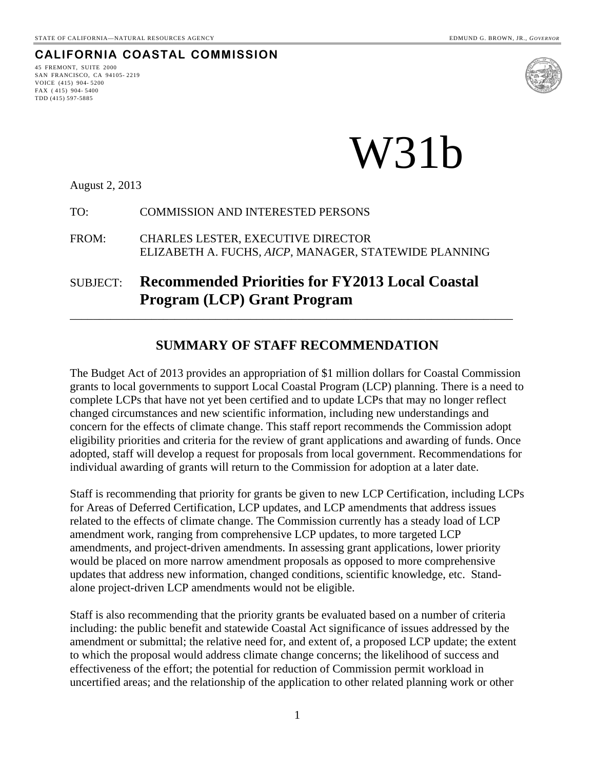STATE OF CALIFORNIA—NATURAL RESOURCES AGENCY

EDMUND G. BROWN, JR., *GOVERNOR*

**CALIFORNIA COASTAL COMMISSION**

45 FREMONT, SUITE 2000
SAN FRANCISCO, CA 94105- 2219
VOICE (415) 904- 5200
FAX ( 415) 904- 5400
TDD (415) 597-5885

# W31b

August 2, 2013

TO: COMMISSION AND INTERESTED PERSONS

FROM: CHARLES LESTER, EXECUTIVE DIRECTOR
ELIZABETH A. FUCHS, *AICP*, MANAGER, STATEWIDE PLANNING

SUBJECT: **Recommended Priorities for FY2013 Local Coastal Program (LCP) Grant Program**

---

## SUMMARY OF STAFF RECOMMENDATION

The Budget Act of 2013 provides an appropriation of $1 million dollars for Coastal Commission grants to local governments to support Local Coastal Program (LCP) planning. There is a need to complete LCPs that have not yet been certified and to update LCPs that may no longer reflect changed circumstances and new scientific information, including new understandings and concern for the effects of climate change. This staff report recommends the Commission adopt eligibility priorities and criteria for the review of grant applications and awarding of funds. Once adopted, staff will develop a request for proposals from local government. Recommendations for individual awarding of grants will return to the Commission for adoption at a later date.

Staff is recommending that priority for grants be given to new LCP Certification, including LCPs for Areas of Deferred Certification, LCP updates, and LCP amendments that address issues related to the effects of climate change. The Commission currently has a steady load of LCP amendment work, ranging from comprehensive LCP updates, to more targeted LCP amendments, and project-driven amendments. In assessing grant applications, lower priority would be placed on more narrow amendment proposals as opposed to more comprehensive updates that address new information, changed conditions, scientific knowledge, etc. Stand-alone project-driven LCP amendments would not be eligible.

Staff is also recommending that the priority grants be evaluated based on a number of criteria including: the public benefit and statewide Coastal Act significance of issues addressed by the amendment or submittal; the relative need for, and extent of, a proposed LCP update; the extent to which the proposal would address climate change concerns; the likelihood of success and effectiveness of the effort; the potential for reduction of Commission permit workload in uncertified areas; and the relationship of the application to other related planning work or other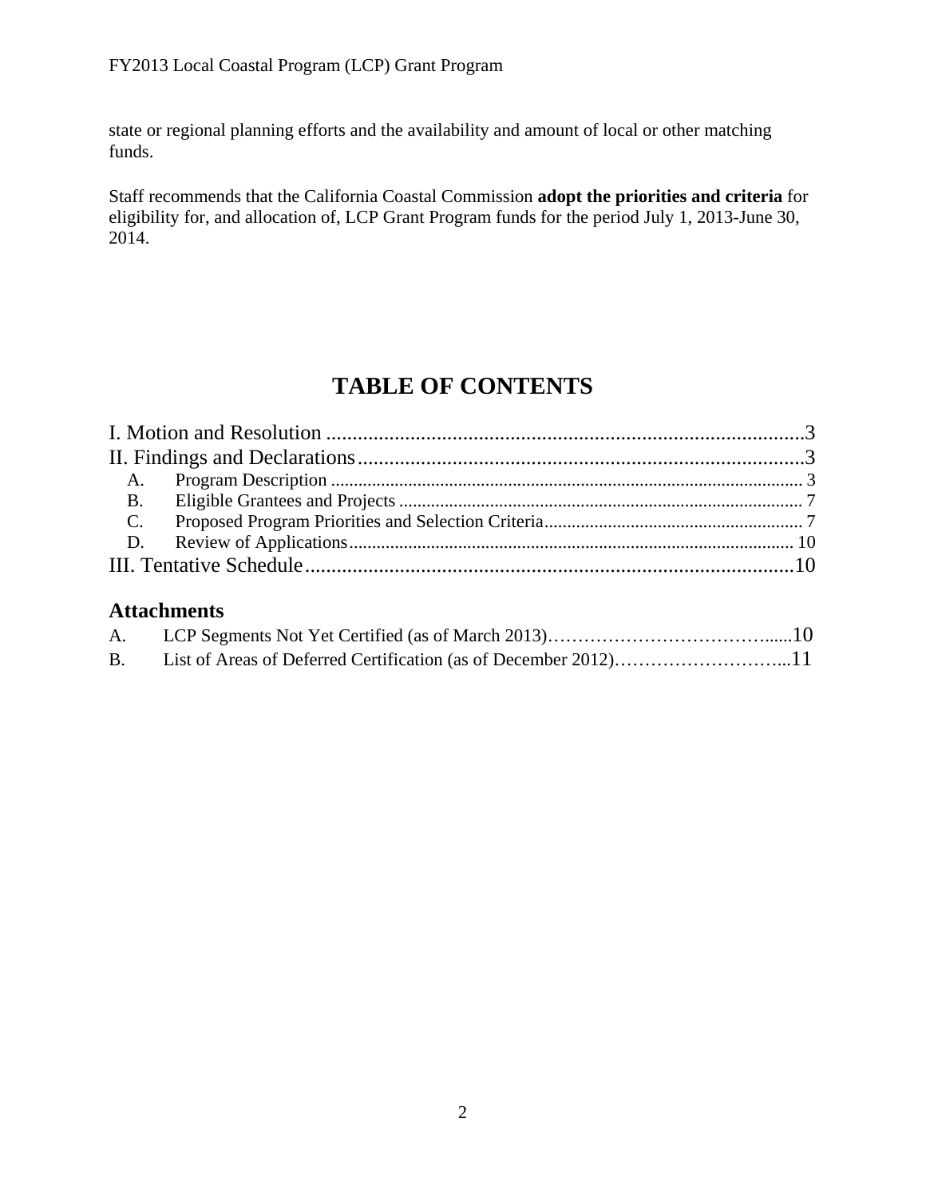state or regional planning efforts and the availability and amount of local or other matching funds.

Staff recommends that the California Coastal Commission **adopt the priorities and criteria** for eligibility for, and allocation of, LCP Grant Program funds for the period July 1, 2013-June 30, 2014.

# TABLE OF CONTENTS

I. Motion and Resolution ..........................................................................................3
II. Findings and Declarations....................................................................................3
  A. Program Description ........................................................................................ 3
  B. Eligible Grantees and Projects ......................................................................... 7
  C. Proposed Program Priorities and Selection Criteria......................................... 7
  D. Review of Applications.................................................................................. 10
III. Tentative Schedule............................................................................................10

## Attachments

A. LCP Segments Not Yet Certified (as of March 2013)………………………………......10
B. List of Areas of Deferred Certification (as of December 2012)………………………...11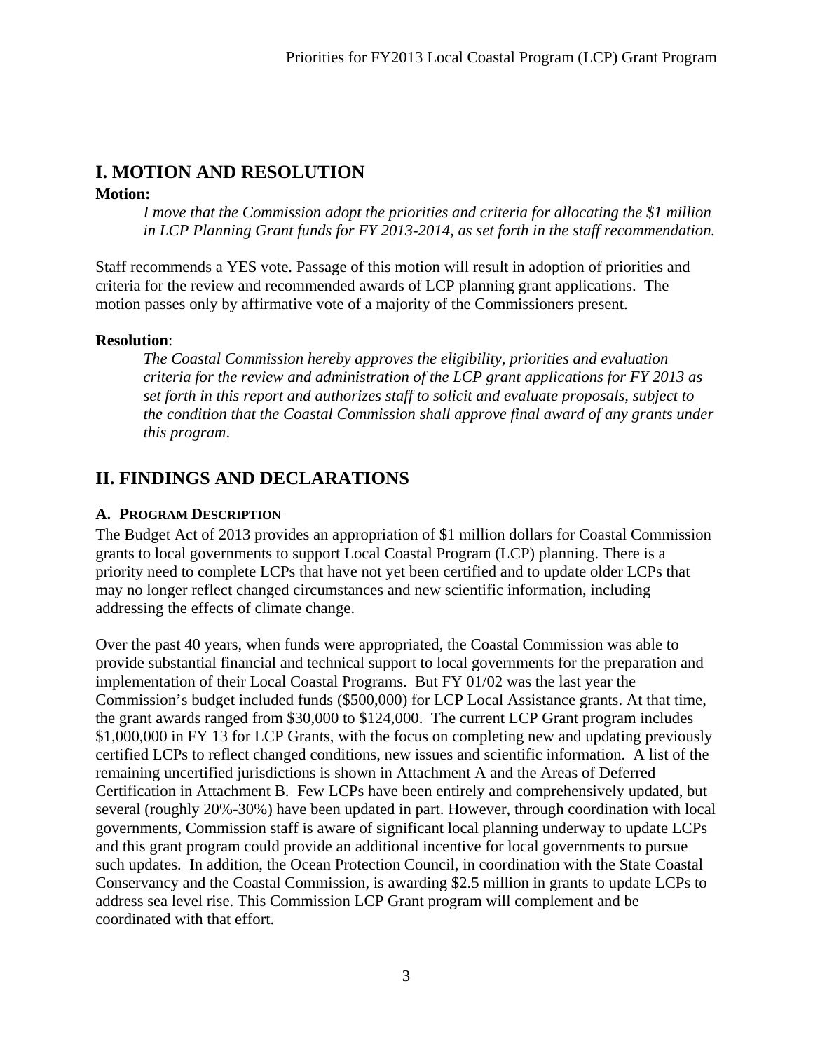# I. MOTION AND RESOLUTION

**Motion:**

*I move that the Commission adopt the priorities and criteria for allocating the $1 million in LCP Planning Grant funds for FY 2013-2014, as set forth in the staff recommendation.*

Staff recommends a YES vote. Passage of this motion will result in adoption of priorities and criteria for the review and recommended awards of LCP planning grant applications. The motion passes only by affirmative vote of a majority of the Commissioners present.

**Resolution**:

*The Coastal Commission hereby approves the eligibility, priorities and evaluation criteria for the review and administration of the LCP grant applications for FY 2013 as set forth in this report and authorizes staff to solicit and evaluate proposals, subject to the condition that the Coastal Commission shall approve final award of any grants under this program*.

# II. FINDINGS AND DECLARATIONS

### A. PROGRAM DESCRIPTION

The Budget Act of 2013 provides an appropriation of $1 million dollars for Coastal Commission grants to local governments to support Local Coastal Program (LCP) planning. There is a priority need to complete LCPs that have not yet been certified and to update older LCPs that may no longer reflect changed circumstances and new scientific information, including addressing the effects of climate change.

Over the past 40 years, when funds were appropriated, the Coastal Commission was able to provide substantial financial and technical support to local governments for the preparation and implementation of their Local Coastal Programs. But FY 01/02 was the last year the Commission's budget included funds ($500,000) for LCP Local Assistance grants. At that time, the grant awards ranged from $30,000 to $124,000. The current LCP Grant program includes $1,000,000 in FY 13 for LCP Grants, with the focus on completing new and updating previously certified LCPs to reflect changed conditions, new issues and scientific information. A list of the remaining uncertified jurisdictions is shown in Attachment A and the Areas of Deferred Certification in Attachment B. Few LCPs have been entirely and comprehensively updated, but several (roughly 20%-30%) have been updated in part. However, through coordination with local governments, Commission staff is aware of significant local planning underway to update LCPs and this grant program could provide an additional incentive for local governments to pursue such updates. In addition, the Ocean Protection Council, in coordination with the State Coastal Conservancy and the Coastal Commission, is awarding $2.5 million in grants to update LCPs to address sea level rise. This Commission LCP Grant program will complement and be coordinated with that effort.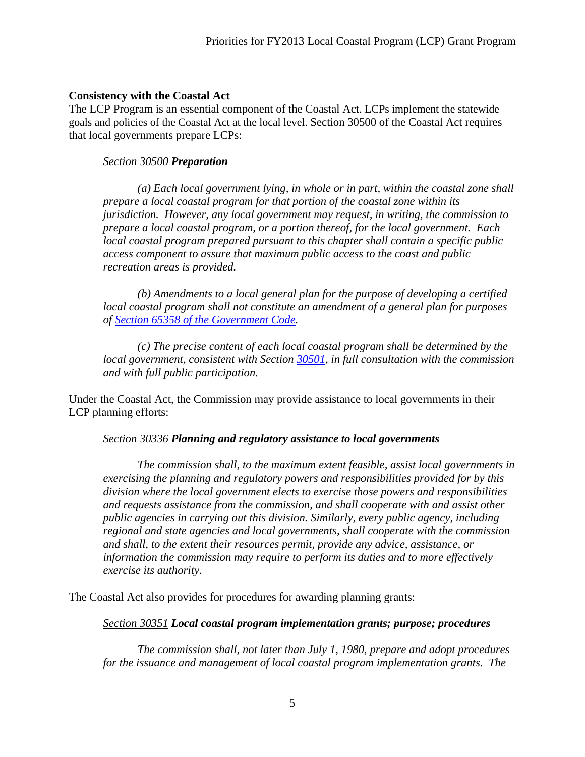## Consistency with the Coastal Act

The LCP Program is an essential component of the Coastal Act. LCPs implement the statewide goals and policies of the Coastal Act at the local level. Section 30500 of the Coastal Act requires that local governments prepare LCPs:

> Section 30500 ***Preparation***
>
> *(a) Each local government lying, in whole or in part, within the coastal zone shall prepare a local coastal program for that portion of the coastal zone within its jurisdiction. However, any local government may request, in writing, the commission to prepare a local coastal program, or a portion thereof, for the local government. Each local coastal program prepared pursuant to this chapter shall contain a specific public access component to assure that maximum public access to the coast and public recreation areas is provided.*
>
> *(b) Amendments to a local general plan for the purpose of developing a certified local coastal program shall not constitute an amendment of a general plan for purposes of Section 65358 of the Government Code.*
>
> *(c) The precise content of each local coastal program shall be determined by the local government, consistent with Section 30501, in full consultation with the commission and with full public participation.*

Under the Coastal Act, the Commission may provide assistance to local governments in their LCP planning efforts:

> Section 30336 ***Planning and regulatory assistance to local governments***
>
> *The commission shall, to the maximum extent feasible, assist local governments in exercising the planning and regulatory powers and responsibilities provided for by this division where the local government elects to exercise those powers and responsibilities and requests assistance from the commission, and shall cooperate with and assist other public agencies in carrying out this division. Similarly, every public agency, including regional and state agencies and local governments, shall cooperate with the commission and shall, to the extent their resources permit, provide any advice, assistance, or information the commission may require to perform its duties and to more effectively exercise its authority.*

The Coastal Act also provides for procedures for awarding planning grants:

> Section 30351 ***Local coastal program implementation grants; purpose; procedures***
>
> *The commission shall, not later than July 1, 1980, prepare and adopt procedures for the issuance and management of local coastal program implementation grants. The*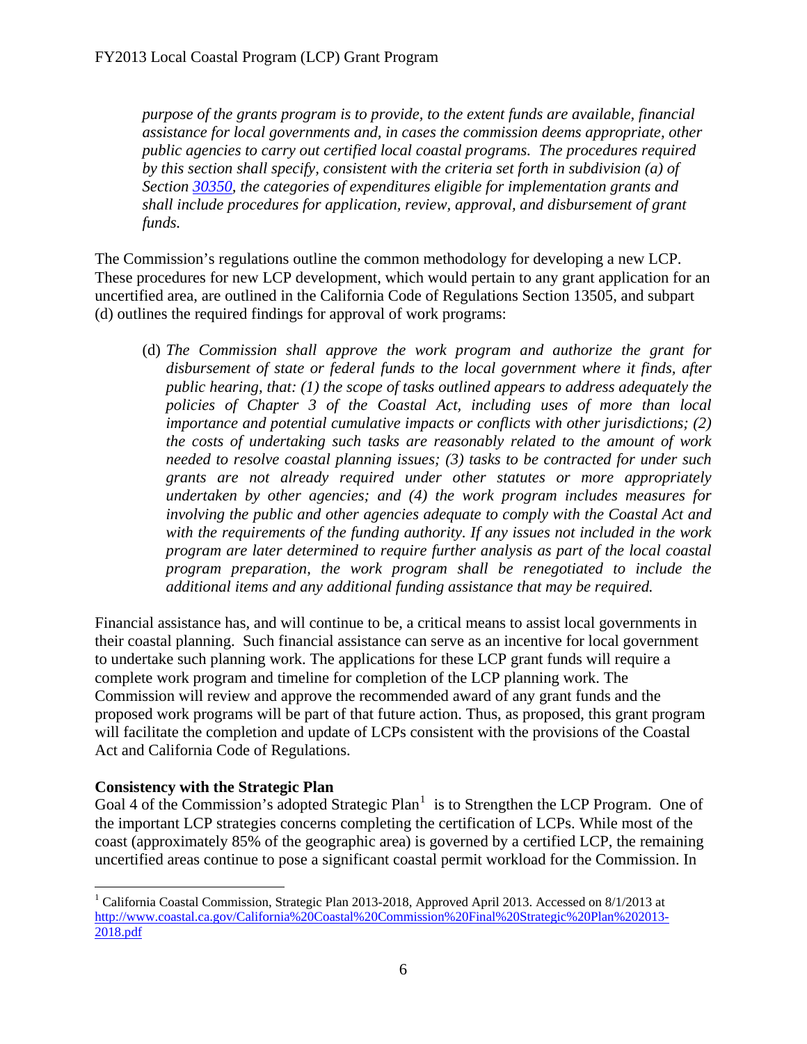*purpose of the grants program is to provide, to the extent funds are available, financial assistance for local governments and, in cases the commission deems appropriate, other public agencies to carry out certified local coastal programs. The procedures required by this section shall specify, consistent with the criteria set forth in subdivision (a) of Section [30350](30350), the categories of expenditures eligible for implementation grants and shall include procedures for application, review, approval, and disbursement of grant funds.*

The Commission's regulations outline the common methodology for developing a new LCP. These procedures for new LCP development, which would pertain to any grant application for an uncertified area, are outlined in the California Code of Regulations Section 13505, and subpart (d) outlines the required findings for approval of work programs:

> (d) *The Commission shall approve the work program and authorize the grant for disbursement of state or federal funds to the local government where it finds, after public hearing, that: (1) the scope of tasks outlined appears to address adequately the policies of Chapter 3 of the Coastal Act, including uses of more than local importance and potential cumulative impacts or conflicts with other jurisdictions; (2) the costs of undertaking such tasks are reasonably related to the amount of work needed to resolve coastal planning issues; (3) tasks to be contracted for under such grants are not already required under other statutes or more appropriately undertaken by other agencies; and (4) the work program includes measures for involving the public and other agencies adequate to comply with the Coastal Act and with the requirements of the funding authority. If any issues not included in the work program are later determined to require further analysis as part of the local coastal program preparation, the work program shall be renegotiated to include the additional items and any additional funding assistance that may be required.*

Financial assistance has, and will continue to be, a critical means to assist local governments in their coastal planning. Such financial assistance can serve as an incentive for local government to undertake such planning work. The applications for these LCP grant funds will require a complete work program and timeline for completion of the LCP planning work. The Commission will review and approve the recommended award of any grant funds and the proposed work programs will be part of that future action. Thus, as proposed, this grant program will facilitate the completion and update of LCPs consistent with the provisions of the Coastal Act and California Code of Regulations.

**Consistency with the Strategic Plan**

Goal 4 of the Commission's adopted Strategic Plan[1] is to Strengthen the LCP Program. One of the important LCP strategies concerns completing the certification of LCPs. While most of the coast (approximately 85% of the geographic area) is governed by a certified LCP, the remaining uncertified areas continue to pose a significant coastal permit workload for the Commission. In

[1] California Coastal Commission, Strategic Plan 2013-2018, Approved April 2013. Accessed on 8/1/2013 at http://www.coastal.ca.gov/California%20Coastal%20Commission%20Final%20Strategic%20Plan%202013-2018.pdf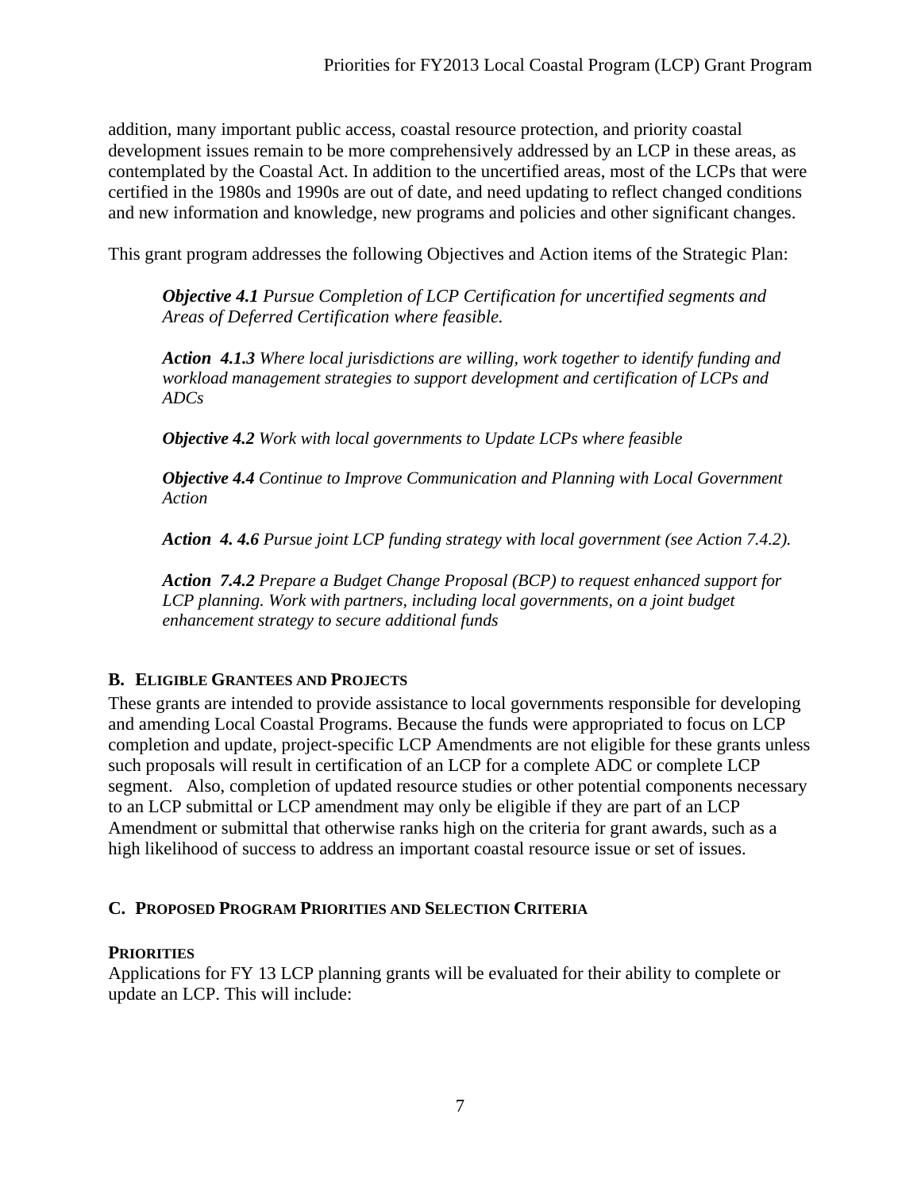addition, many important public access, coastal resource protection, and priority coastal development issues remain to be more comprehensively addressed by an LCP in these areas, as contemplated by the Coastal Act. In addition to the uncertified areas, most of the LCPs that were certified in the 1980s and 1990s are out of date, and need updating to reflect changed conditions and new information and knowledge, new programs and policies and other significant changes.

This grant program addresses the following Objectives and Action items of the Strategic Plan:

> ***Objective 4.1*** *Pursue Completion of LCP Certification for uncertified segments and Areas of Deferred Certification where feasible.*
>
> ***Action 4.1.3*** *Where local jurisdictions are willing, work together to identify funding and workload management strategies to support development and certification of LCPs and ADCs*
>
> ***Objective 4.2*** *Work with local governments to Update LCPs where feasible*
>
> ***Objective 4.4*** *Continue to Improve Communication and Planning with Local Government Action*
>
> ***Action 4. 4.6*** *Pursue joint LCP funding strategy with local government (see Action 7.4.2).*
>
> ***Action 7.4.2*** *Prepare a Budget Change Proposal (BCP) to request enhanced support for LCP planning. Work with partners, including local governments, on a joint budget enhancement strategy to secure additional funds*

## B. ELIGIBLE GRANTEES AND PROJECTS

These grants are intended to provide assistance to local governments responsible for developing and amending Local Coastal Programs. Because the funds were appropriated to focus on LCP completion and update, project-specific LCP Amendments are not eligible for these grants unless such proposals will result in certification of an LCP for a complete ADC or complete LCP segment. Also, completion of updated resource studies or other potential components necessary to an LCP submittal or LCP amendment may only be eligible if they are part of an LCP Amendment or submittal that otherwise ranks high on the criteria for grant awards, such as a high likelihood of success to address an important coastal resource issue or set of issues.

## C. PROPOSED PROGRAM PRIORITIES AND SELECTION CRITERIA

### PRIORITIES

Applications for FY 13 LCP planning grants will be evaluated for their ability to complete or update an LCP. This will include: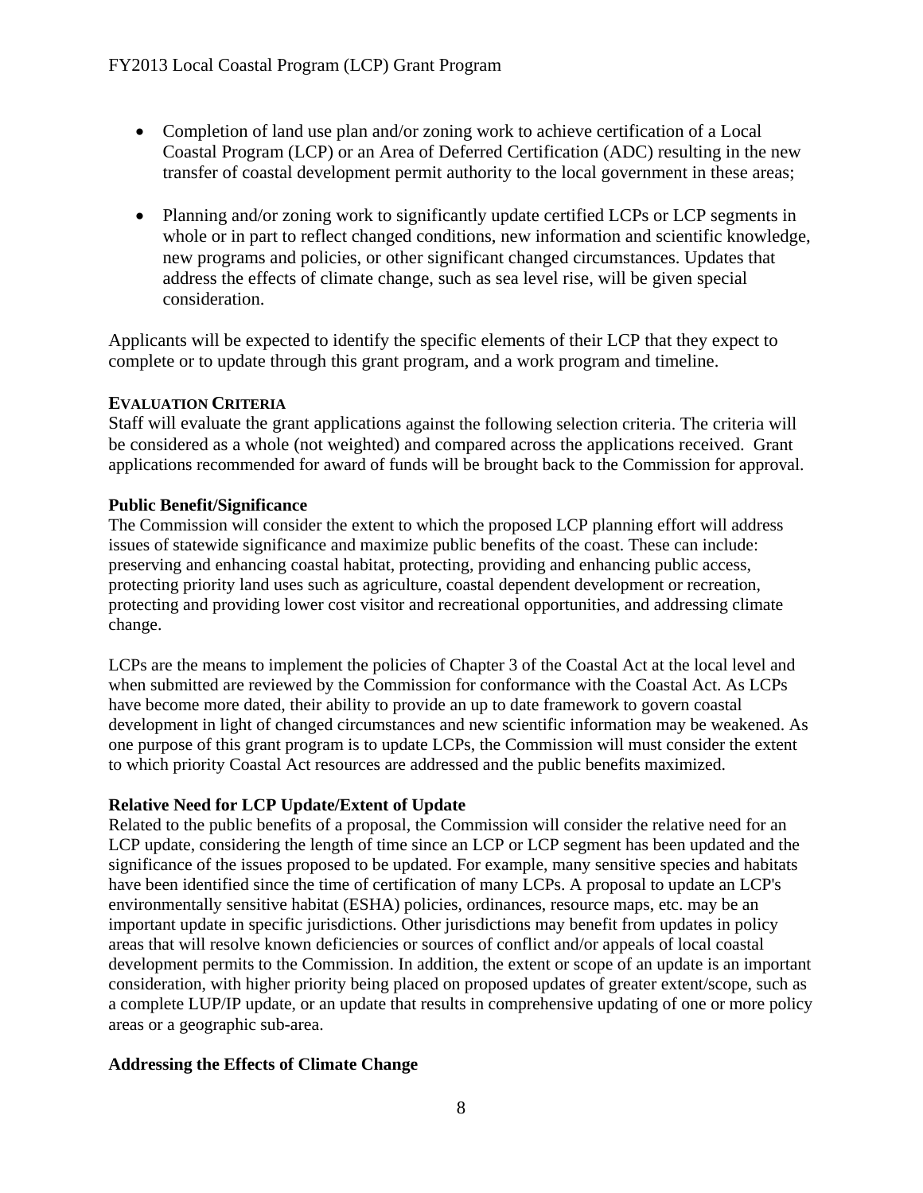- Completion of land use plan and/or zoning work to achieve certification of a Local Coastal Program (LCP) or an Area of Deferred Certification (ADC) resulting in the new transfer of coastal development permit authority to the local government in these areas;

- Planning and/or zoning work to significantly update certified LCPs or LCP segments in whole or in part to reflect changed conditions, new information and scientific knowledge, new programs and policies, or other significant changed circumstances. Updates that address the effects of climate change, such as sea level rise, will be given special consideration.

Applicants will be expected to identify the specific elements of their LCP that they expect to complete or to update through this grant program, and a work program and timeline.

**EVALUATION CRITERIA**

Staff will evaluate the grant applications against the following selection criteria. The criteria will be considered as a whole (not weighted) and compared across the applications received. Grant applications recommended for award of funds will be brought back to the Commission for approval.

**Public Benefit/Significance**

The Commission will consider the extent to which the proposed LCP planning effort will address issues of statewide significance and maximize public benefits of the coast. These can include: preserving and enhancing coastal habitat, protecting, providing and enhancing public access, protecting priority land uses such as agriculture, coastal dependent development or recreation, protecting and providing lower cost visitor and recreational opportunities, and addressing climate change.

LCPs are the means to implement the policies of Chapter 3 of the Coastal Act at the local level and when submitted are reviewed by the Commission for conformance with the Coastal Act. As LCPs have become more dated, their ability to provide an up to date framework to govern coastal development in light of changed circumstances and new scientific information may be weakened. As one purpose of this grant program is to update LCPs, the Commission will must consider the extent to which priority Coastal Act resources are addressed and the public benefits maximized.

**Relative Need for LCP Update/Extent of Update**

Related to the public benefits of a proposal, the Commission will consider the relative need for an LCP update, considering the length of time since an LCP or LCP segment has been updated and the significance of the issues proposed to be updated. For example, many sensitive species and habitats have been identified since the time of certification of many LCPs. A proposal to update an LCP's environmentally sensitive habitat (ESHA) policies, ordinances, resource maps, etc. may be an important update in specific jurisdictions. Other jurisdictions may benefit from updates in policy areas that will resolve known deficiencies or sources of conflict and/or appeals of local coastal development permits to the Commission. In addition, the extent or scope of an update is an important consideration, with higher priority being placed on proposed updates of greater extent/scope, such as a complete LUP/IP update, or an update that results in comprehensive updating of one or more policy areas or a geographic sub-area.

**Addressing the Effects of Climate Change**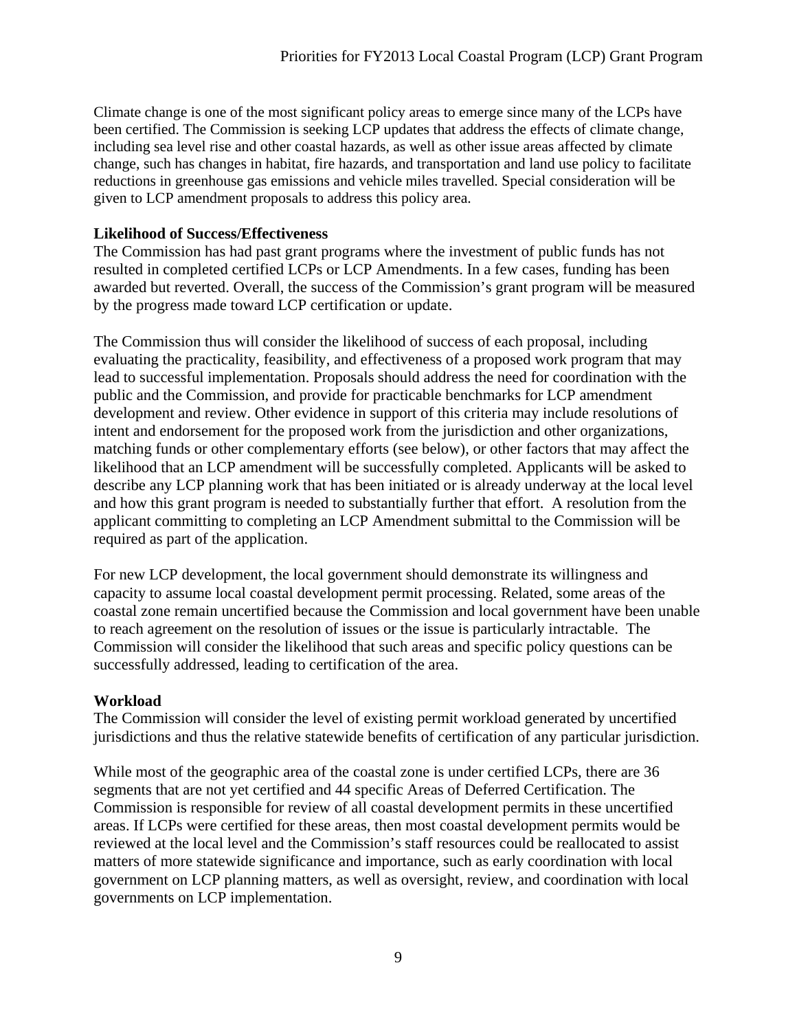Climate change is one of the most significant policy areas to emerge since many of the LCPs have been certified. The Commission is seeking LCP updates that address the effects of climate change, including sea level rise and other coastal hazards, as well as other issue areas affected by climate change, such has changes in habitat, fire hazards, and transportation and land use policy to facilitate reductions in greenhouse gas emissions and vehicle miles travelled. Special consideration will be given to LCP amendment proposals to address this policy area.

**Likelihood of Success/Effectiveness**
The Commission has had past grant programs where the investment of public funds has not resulted in completed certified LCPs or LCP Amendments. In a few cases, funding has been awarded but reverted. Overall, the success of the Commission's grant program will be measured by the progress made toward LCP certification or update.

The Commission thus will consider the likelihood of success of each proposal, including evaluating the practicality, feasibility, and effectiveness of a proposed work program that may lead to successful implementation. Proposals should address the need for coordination with the public and the Commission, and provide for practicable benchmarks for LCP amendment development and review. Other evidence in support of this criteria may include resolutions of intent and endorsement for the proposed work from the jurisdiction and other organizations, matching funds or other complementary efforts (see below), or other factors that may affect the likelihood that an LCP amendment will be successfully completed. Applicants will be asked to describe any LCP planning work that has been initiated or is already underway at the local level and how this grant program is needed to substantially further that effort. A resolution from the applicant committing to completing an LCP Amendment submittal to the Commission will be required as part of the application.

For new LCP development, the local government should demonstrate its willingness and capacity to assume local coastal development permit processing. Related, some areas of the coastal zone remain uncertified because the Commission and local government have been unable to reach agreement on the resolution of issues or the issue is particularly intractable. The Commission will consider the likelihood that such areas and specific policy questions can be successfully addressed, leading to certification of the area.

**Workload**
The Commission will consider the level of existing permit workload generated by uncertified jurisdictions and thus the relative statewide benefits of certification of any particular jurisdiction.

While most of the geographic area of the coastal zone is under certified LCPs, there are 36 segments that are not yet certified and 44 specific Areas of Deferred Certification. The Commission is responsible for review of all coastal development permits in these uncertified areas. If LCPs were certified for these areas, then most coastal development permits would be reviewed at the local level and the Commission's staff resources could be reallocated to assist matters of more statewide significance and importance, such as early coordination with local government on LCP planning matters, as well as oversight, review, and coordination with local governments on LCP implementation.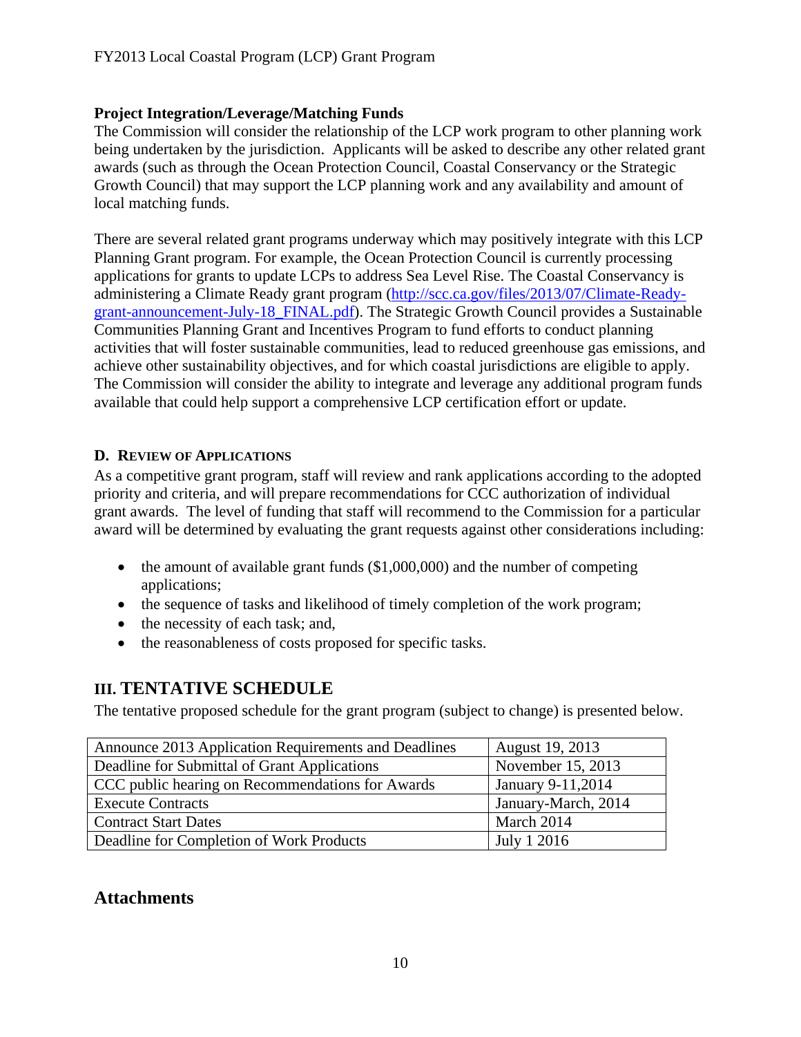**Project Integration/Leverage/Matching Funds**

The Commission will consider the relationship of the LCP work program to other planning work being undertaken by the jurisdiction. Applicants will be asked to describe any other related grant awards (such as through the Ocean Protection Council, Coastal Conservancy or the Strategic Growth Council) that may support the LCP planning work and any availability and amount of local matching funds.

There are several related grant programs underway which may positively integrate with this LCP Planning Grant program. For example, the Ocean Protection Council is currently processing applications for grants to update LCPs to address Sea Level Rise. The Coastal Conservancy is administering a Climate Ready grant program (http://scc.ca.gov/files/2013/07/Climate-Ready-grant-announcement-July-18_FINAL.pdf). The Strategic Growth Council provides a Sustainable Communities Planning Grant and Incentives Program to fund efforts to conduct planning activities that will foster sustainable communities, lead to reduced greenhouse gas emissions, and achieve other sustainability objectives, and for which coastal jurisdictions are eligible to apply. The Commission will consider the ability to integrate and leverage any additional program funds available that could help support a comprehensive LCP certification effort or update.

#### D. Review of Applications

As a competitive grant program, staff will review and rank applications according to the adopted priority and criteria, and will prepare recommendations for CCC authorization of individual grant awards. The level of funding that staff will recommend to the Commission for a particular award will be determined by evaluating the grant requests against other considerations including:

- the amount of available grant funds ($1,000,000) and the number of competing applications;
- the sequence of tasks and likelihood of timely completion of the work program;
- the necessity of each task; and,
- the reasonableness of costs proposed for specific tasks.

## III. TENTATIVE SCHEDULE

The tentative proposed schedule for the grant program (subject to change) is presented below.

| | |
|---|---|
| Announce 2013 Application Requirements and Deadlines | August 19, 2013 |
| Deadline for Submittal of Grant Applications | November 15, 2013 |
| CCC public hearing on Recommendations for Awards | January 9-11,2014 |
| Execute Contracts | January-March, 2014 |
| Contract Start Dates | March 2014 |
| Deadline for Completion of Work Products | July 1 2016 |

## Attachments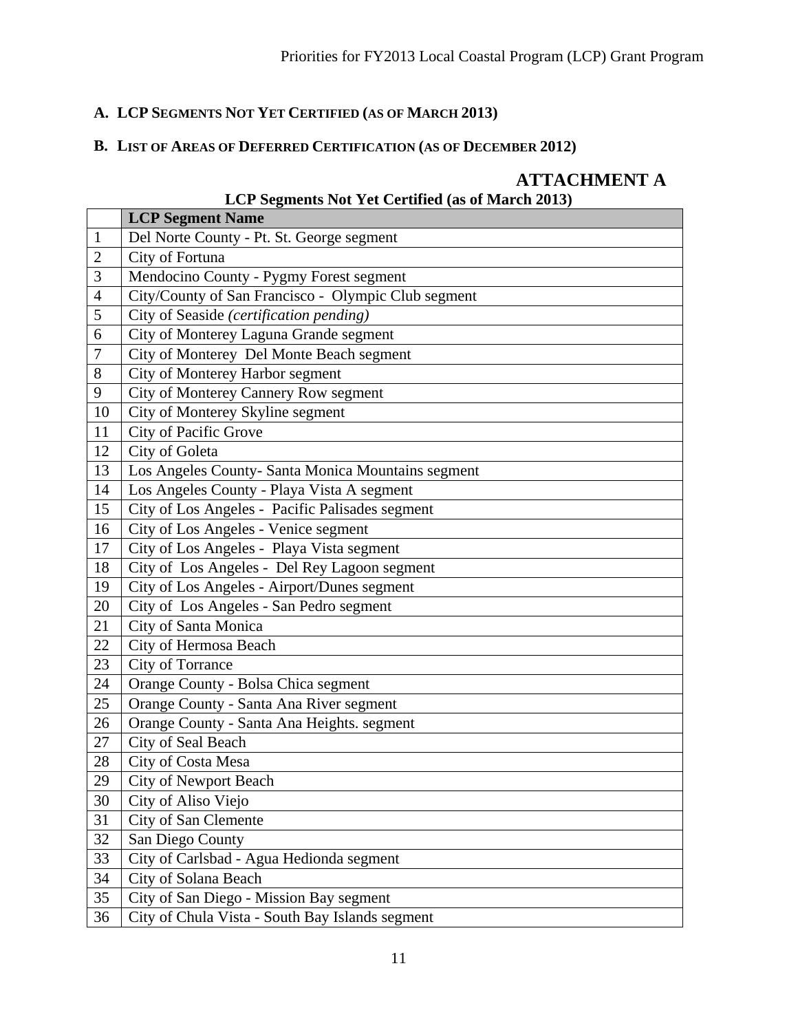**A. LCP SEGMENTS NOT YET CERTIFIED (AS OF MARCH 2013)**

**B. LIST OF AREAS OF DEFERRED CERTIFICATION (AS OF DECEMBER 2012)**

# ATTACHMENT A

**LCP Segments Not Yet Certified (as of March 2013)**

| | **LCP Segment Name** |
|---|---|
| 1 | Del Norte County - Pt. St. George segment |
| 2 | City of Fortuna |
| 3 | Mendocino County - Pygmy Forest segment |
| 4 | City/County of San Francisco - Olympic Club segment |
| 5 | City of Seaside *(certification pending)* |
| 6 | City of Monterey Laguna Grande segment |
| 7 | City of Monterey Del Monte Beach segment |
| 8 | City of Monterey Harbor segment |
| 9 | City of Monterey Cannery Row segment |
| 10 | City of Monterey Skyline segment |
| 11 | City of Pacific Grove |
| 12 | City of Goleta |
| 13 | Los Angeles County- Santa Monica Mountains segment |
| 14 | Los Angeles County - Playa Vista A segment |
| 15 | City of Los Angeles - Pacific Palisades segment |
| 16 | City of Los Angeles - Venice segment |
| 17 | City of Los Angeles - Playa Vista segment |
| 18 | City of Los Angeles - Del Rey Lagoon segment |
| 19 | City of Los Angeles - Airport/Dunes segment |
| 20 | City of Los Angeles - San Pedro segment |
| 21 | City of Santa Monica |
| 22 | City of Hermosa Beach |
| 23 | City of Torrance |
| 24 | Orange County - Bolsa Chica segment |
| 25 | Orange County - Santa Ana River segment |
| 26 | Orange County - Santa Ana Heights. segment |
| 27 | City of Seal Beach |
| 28 | City of Costa Mesa |
| 29 | City of Newport Beach |
| 30 | City of Aliso Viejo |
| 31 | City of San Clemente |
| 32 | San Diego County |
| 33 | City of Carlsbad - Agua Hedionda segment |
| 34 | City of Solana Beach |
| 35 | City of San Diego - Mission Bay segment |
| 36 | City of Chula Vista - South Bay Islands segment |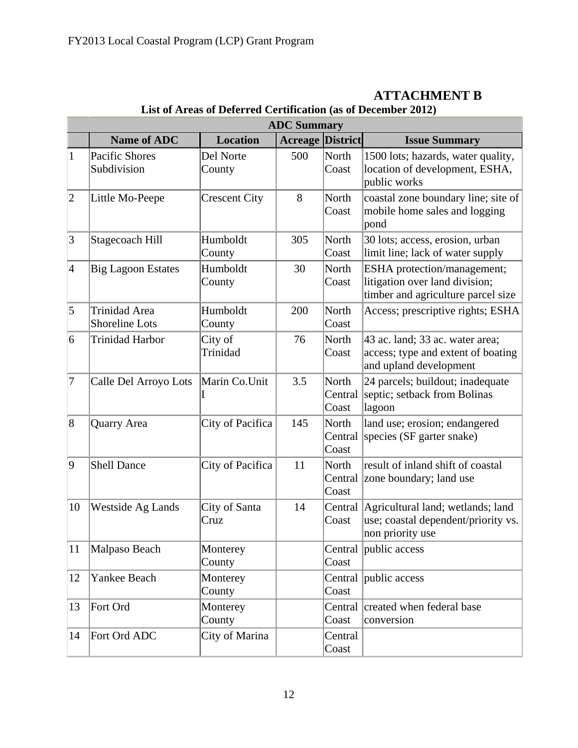# ATTACHMENT B

## List of Areas of Deferred Certification (as of December 2012)

| ADC Summary | | | | | |
|---|---|---|---|---|---|
| | **Name of ADC** | **Location** | **Acreage** | **District** | **Issue Summary** |
| 1 | Pacific Shores Subdivision | Del Norte County | 500 | North Coast | 1500 lots; hazards, water quality, location of development, ESHA, public works |
| 2 | Little Mo-Peepe | Crescent City | 8 | North Coast | coastal zone boundary line; site of mobile home sales and logging pond |
| 3 | Stagecoach Hill | Humboldt County | 305 | North Coast | 30 lots; access, erosion, urban limit line; lack of water supply |
| 4 | Big Lagoon Estates | Humboldt County | 30 | North Coast | ESHA protection/management; litigation over land division; timber and agriculture parcel size |
| 5 | Trinidad Area Shoreline Lots | Humboldt County | 200 | North Coast | Access; prescriptive rights; ESHA |
| 6 | Trinidad Harbor | City of Trinidad | 76 | North Coast | 43 ac. land; 33 ac. water area; access; type and extent of boating and upland development |
| 7 | Calle Del Arroyo Lots | Marin Co.Unit I | 3.5 | North Central Coast | 24 parcels; buildout; inadequate septic; setback from Bolinas lagoon |
| 8 | Quarry Area | City of Pacifica | 145 | North Central Coast | land use; erosion; endangered species (SF garter snake) |
| 9 | Shell Dance | City of Pacifica | 11 | North Central Coast | result of inland shift of coastal zone boundary; land use |
| 10 | Westside Ag Lands | City of Santa Cruz | 14 | Central Coast | Agricultural land; wetlands; land use; coastal dependent/priority vs. non priority use |
| 11 | Malpaso Beach | Monterey County | | Central Coast | public access |
| 12 | Yankee Beach | Monterey County | | Central Coast | public access |
| 13 | Fort Ord | Monterey County | | Central Coast | created when federal base conversion |
| 14 | Fort Ord ADC | City of Marina | | Central Coast | |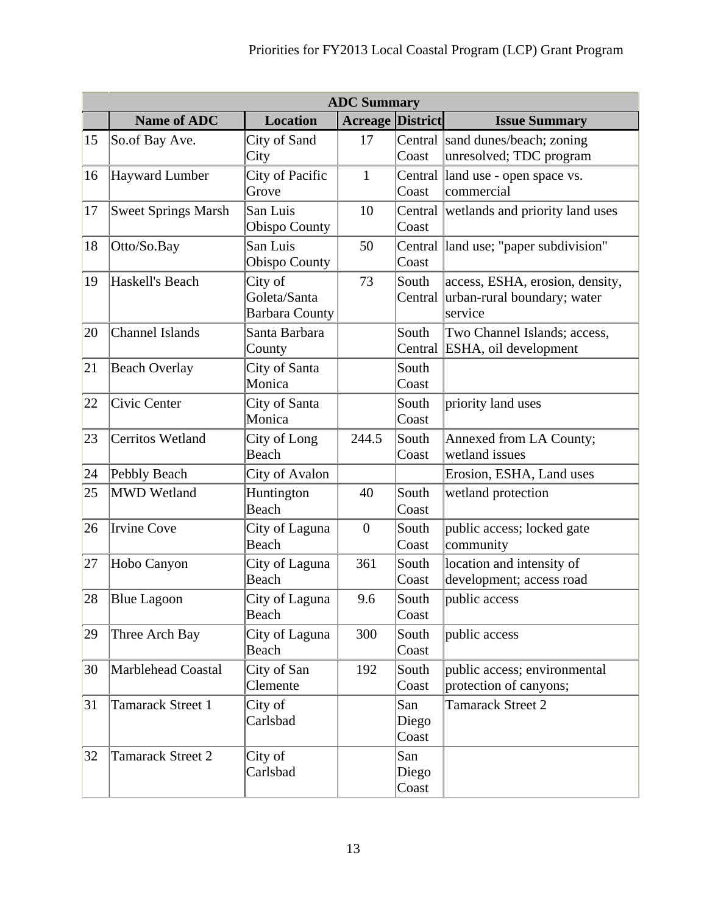| ADC Summary | | | | | |
|---|---|---|---|---|---|
| | **Name of ADC** | **Location** | **Acreage** | **District** | **Issue Summary** |
| 15 | So.of Bay Ave. | City of Sand City | 17 | Central Coast | sand dunes/beach; zoning unresolved; TDC program |
| 16 | Hayward Lumber | City of Pacific Grove | 1 | Central Coast | land use - open space vs. commercial |
| 17 | Sweet Springs Marsh | San Luis Obispo County | 10 | Central Coast | wetlands and priority land uses |
| 18 | Otto/So.Bay | San Luis Obispo County | 50 | Central Coast | land use; "paper subdivision" |
| 19 | Haskell's Beach | City of Goleta/Santa Barbara County | 73 | South Central | access, ESHA, erosion, density, urban-rural boundary; water service |
| 20 | Channel Islands | Santa Barbara County | | South Central | Two Channel Islands; access, ESHA, oil development |
| 21 | Beach Overlay | City of Santa Monica | | South Coast | |
| 22 | Civic Center | City of Santa Monica | | South Coast | priority land uses |
| 23 | Cerritos Wetland | City of Long Beach | 244.5 | South Coast | Annexed from LA County; wetland issues |
| 24 | Pebbly Beach | City of Avalon | | | Erosion, ESHA, Land uses |
| 25 | MWD Wetland | Huntington Beach | 40 | South Coast | wetland protection |
| 26 | Irvine Cove | City of Laguna Beach | 0 | South Coast | public access; locked gate community |
| 27 | Hobo Canyon | City of Laguna Beach | 361 | South Coast | location and intensity of development; access road |
| 28 | Blue Lagoon | City of Laguna Beach | 9.6 | South Coast | public access |
| 29 | Three Arch Bay | City of Laguna Beach | 300 | South Coast | public access |
| 30 | Marblehead Coastal | City of San Clemente | 192 | South Coast | public access; environmental protection of canyons; |
| 31 | Tamarack Street 1 | City of Carlsbad | | San Diego Coast | Tamarack Street 2 |
| 32 | Tamarack Street 2 | City of Carlsbad | | San Diego Coast | |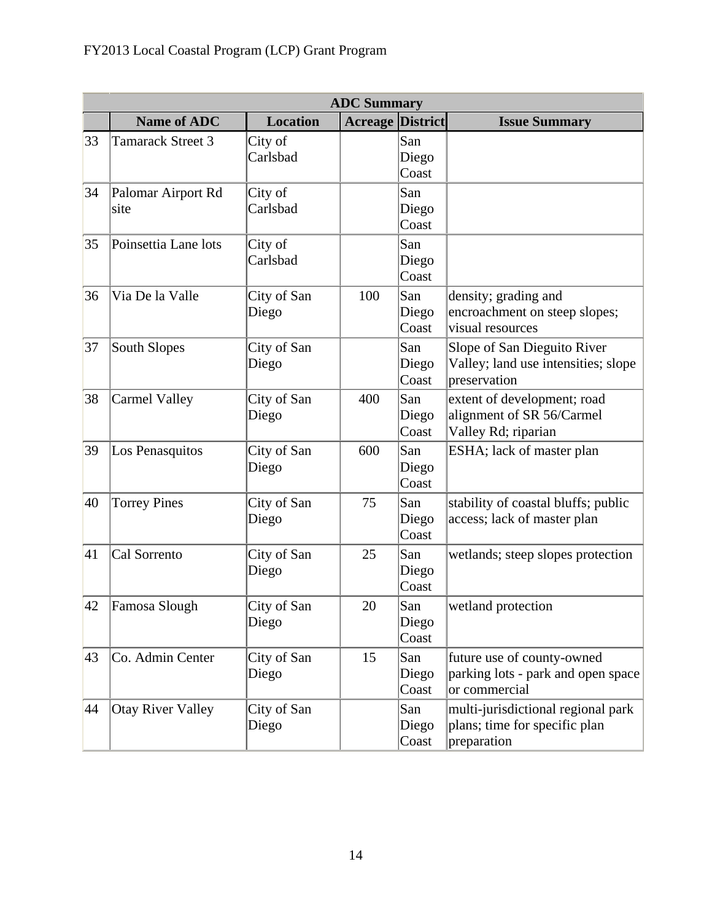| ADC Summary | | | | | |
|---|---|---|---|---|---|
| | **Name of ADC** | **Location** | **Acreage** | **District** | **Issue Summary** |
| 33 | Tamarack Street 3 | City of Carlsbad | | San Diego Coast | |
| 34 | Palomar Airport Rd site | City of Carlsbad | | San Diego Coast | |
| 35 | Poinsettia Lane lots | City of Carlsbad | | San Diego Coast | |
| 36 | Via De la Valle | City of San Diego | 100 | San Diego Coast | density; grading and encroachment on steep slopes; visual resources |
| 37 | South Slopes | City of San Diego | | San Diego Coast | Slope of San Dieguito River Valley; land use intensities; slope preservation |
| 38 | Carmel Valley | City of San Diego | 400 | San Diego Coast | extent of development; road alignment of SR 56/Carmel Valley Rd; riparian |
| 39 | Los Penasquitos | City of San Diego | 600 | San Diego Coast | ESHA; lack of master plan |
| 40 | Torrey Pines | City of San Diego | 75 | San Diego Coast | stability of coastal bluffs; public access; lack of master plan |
| 41 | Cal Sorrento | City of San Diego | 25 | San Diego Coast | wetlands; steep slopes protection |
| 42 | Famosa Slough | City of San Diego | 20 | San Diego Coast | wetland protection |
| 43 | Co. Admin Center | City of San Diego | 15 | San Diego Coast | future use of county-owned parking lots - park and open space or commercial |
| 44 | Otay River Valley | City of San Diego | | San Diego Coast | multi-jurisdictional regional park plans; time for specific plan preparation |